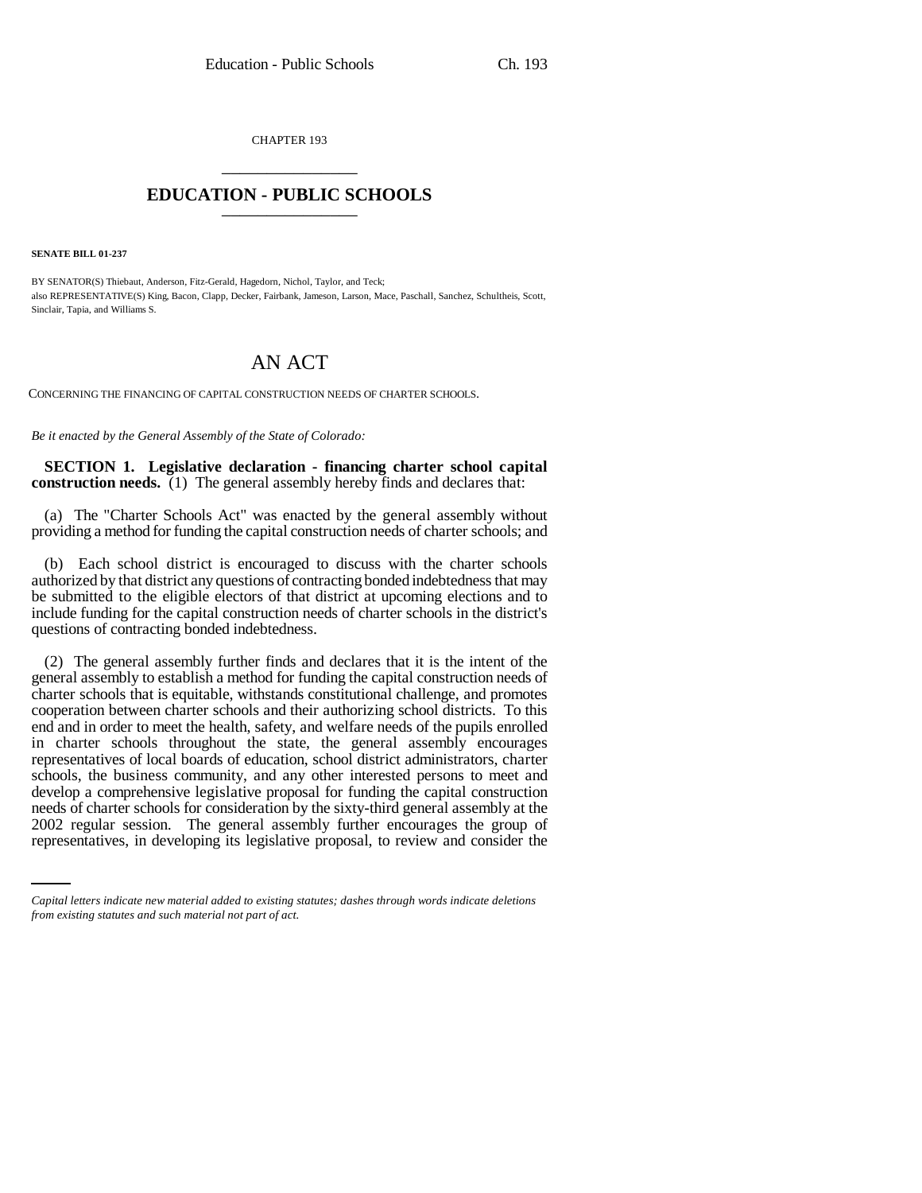CHAPTER 193

# EDUCATION - PUBLIC SCHOOLS

**SENATE BILL 01-237**

BY SENATOR(S) Thiebaut, Anderson, Fitz-Gerald, Hagedorn, Nichol, Taylor, and Teck;
also REPRESENTATIVE(S) King, Bacon, Clapp, Decker, Fairbank, Jameson, Larson, Mace, Paschall, Sanchez, Schultheis, Scott, Sinclair, Tapia, and Williams S.

## AN ACT

CONCERNING THE FINANCING OF CAPITAL CONSTRUCTION NEEDS OF CHARTER SCHOOLS.

*Be it enacted by the General Assembly of the State of Colorado:*

**SECTION 1. Legislative declaration - financing charter school capital construction needs.** (1) The general assembly hereby finds and declares that:

(a) The "Charter Schools Act" was enacted by the general assembly without providing a method for funding the capital construction needs of charter schools; and

(b) Each school district is encouraged to discuss with the charter schools authorized by that district any questions of contracting bonded indebtedness that may be submitted to the eligible electors of that district at upcoming elections and to include funding for the capital construction needs of charter schools in the district's questions of contracting bonded indebtedness.

(2) The general assembly further finds and declares that it is the intent of the general assembly to establish a method for funding the capital construction needs of charter schools that is equitable, withstands constitutional challenge, and promotes cooperation between charter schools and their authorizing school districts. To this end and in order to meet the health, safety, and welfare needs of the pupils enrolled in charter schools throughout the state, the general assembly encourages representatives of local boards of education, school district administrators, charter schools, the business community, and any other interested persons to meet and develop a comprehensive legislative proposal for funding the capital construction needs of charter schools for consideration by the sixty-third general assembly at the 2002 regular session. The general assembly further encourages the group of representatives, in developing its legislative proposal, to review and consider the

*Capital letters indicate new material added to existing statutes; dashes through words indicate deletions from existing statutes and such material not part of act.*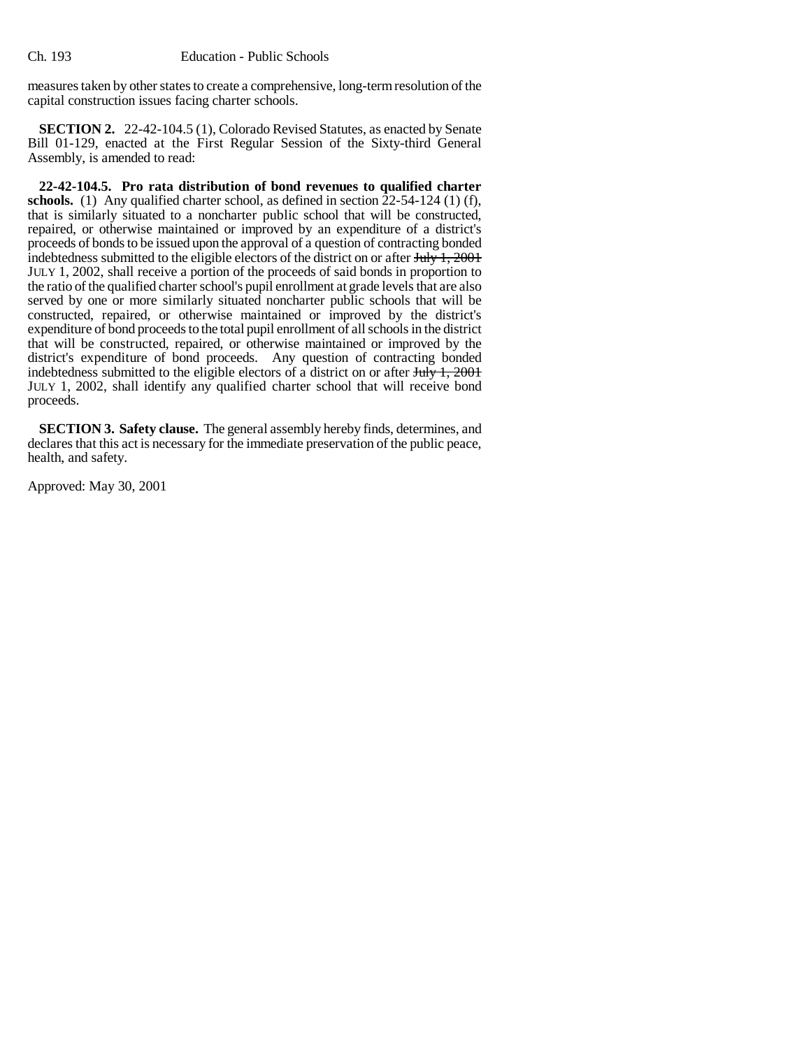measures taken by other states to create a comprehensive, long-term resolution of the capital construction issues facing charter schools.

**SECTION 2.** 22-42-104.5 (1), Colorado Revised Statutes, as enacted by Senate Bill 01-129, enacted at the First Regular Session of the Sixty-third General Assembly, is amended to read:

**22-42-104.5. Pro rata distribution of bond revenues to qualified charter schools.** (1) Any qualified charter school, as defined in section 22-54-124 (1) (f), that is similarly situated to a noncharter public school that will be constructed, repaired, or otherwise maintained or improved by an expenditure of a district's proceeds of bonds to be issued upon the approval of a question of contracting bonded indebtedness submitted to the eligible electors of the district on or after ~~July 1, 2001~~ JULY 1, 2002, shall receive a portion of the proceeds of said bonds in proportion to the ratio of the qualified charter school's pupil enrollment at grade levels that are also served by one or more similarly situated noncharter public schools that will be constructed, repaired, or otherwise maintained or improved by the district's expenditure of bond proceeds to the total pupil enrollment of all schools in the district that will be constructed, repaired, or otherwise maintained or improved by the district's expenditure of bond proceeds. Any question of contracting bonded indebtedness submitted to the eligible electors of a district on or after ~~July 1, 2001~~ JULY 1, 2002, shall identify any qualified charter school that will receive bond proceeds.

**SECTION 3. Safety clause.** The general assembly hereby finds, determines, and declares that this act is necessary for the immediate preservation of the public peace, health, and safety.

Approved: May 30, 2001